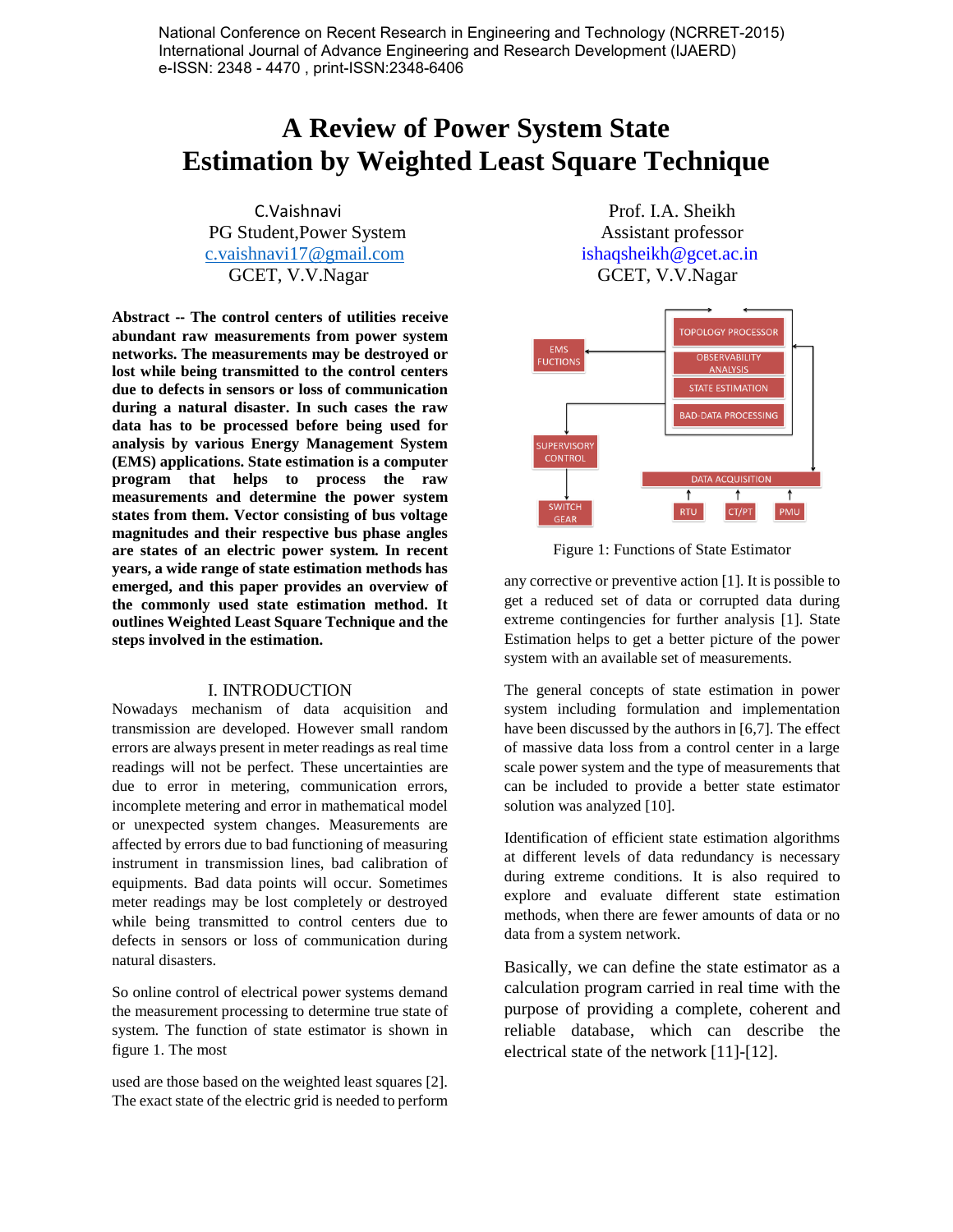# A Review of Power System State Estimation by Weighted Least Square Technique

C.Vaishnavi
PG Student,Power System
c.vaishnavi17@gmail.com
GCET, V.V.Nagar

Prof. I.A. Sheikh
Assistant professor
ishaqsheikh@gcet.ac.in
GCET, V.V.Nagar

**Abstract -- The control centers of utilities receive abundant raw measurements from power system networks. The measurements may be destroyed or lost while being transmitted to the control centers due to defects in sensors or loss of communication during a natural disaster. In such cases the raw data has to be processed before being used for analysis by various Energy Management System (EMS) applications. State estimation is a computer program that helps to process the raw measurements and determine the power system states from them. Vector consisting of bus voltage magnitudes and their respective bus phase angles are states of an electric power system. In recent years, a wide range of state estimation methods has emerged, and this paper provides an overview of the commonly used state estimation method. It outlines Weighted Least Square Technique and the steps involved in the estimation.**

## I. INTRODUCTION

Nowadays mechanism of data acquisition and transmission are developed. However small random errors are always present in meter readings as real time readings will not be perfect. These uncertainties are due to error in metering, communication errors, incomplete metering and error in mathematical model or unexpected system changes. Measurements are affected by errors due to bad functioning of measuring instrument in transmission lines, bad calibration of equipments. Bad data points will occur. Sometimes meter readings may be lost completely or destroyed while being transmitted to control centers due to defects in sensors or loss of communication during natural disasters.

So online control of electrical power systems demand the measurement processing to determine true state of system. The function of state estimator is shown in figure 1. The most used are those based on the weighted least squares [2]. The exact state of the electric grid is needed to perform any corrective or preventive action [1]. It is possible to get a reduced set of data or corrupted data during extreme contingencies for further analysis [1]. State Estimation helps to get a better picture of the power system with an available set of measurements.

Figure 1: Functions of State Estimator

The general concepts of state estimation in power system including formulation and implementation have been discussed by the authors in [6,7]. The effect of massive data loss from a control center in a large scale power system and the type of measurements that can be included to provide a better state estimator solution was analyzed [10].

Identification of efficient state estimation algorithms at different levels of data redundancy is necessary during extreme conditions. It is also required to explore and evaluate different state estimation methods, when there are fewer amounts of data or no data from a system network.

Basically, we can define the state estimator as a calculation program carried in real time with the purpose of providing a complete, coherent and reliable database, which can describe the electrical state of the network [11]-[12].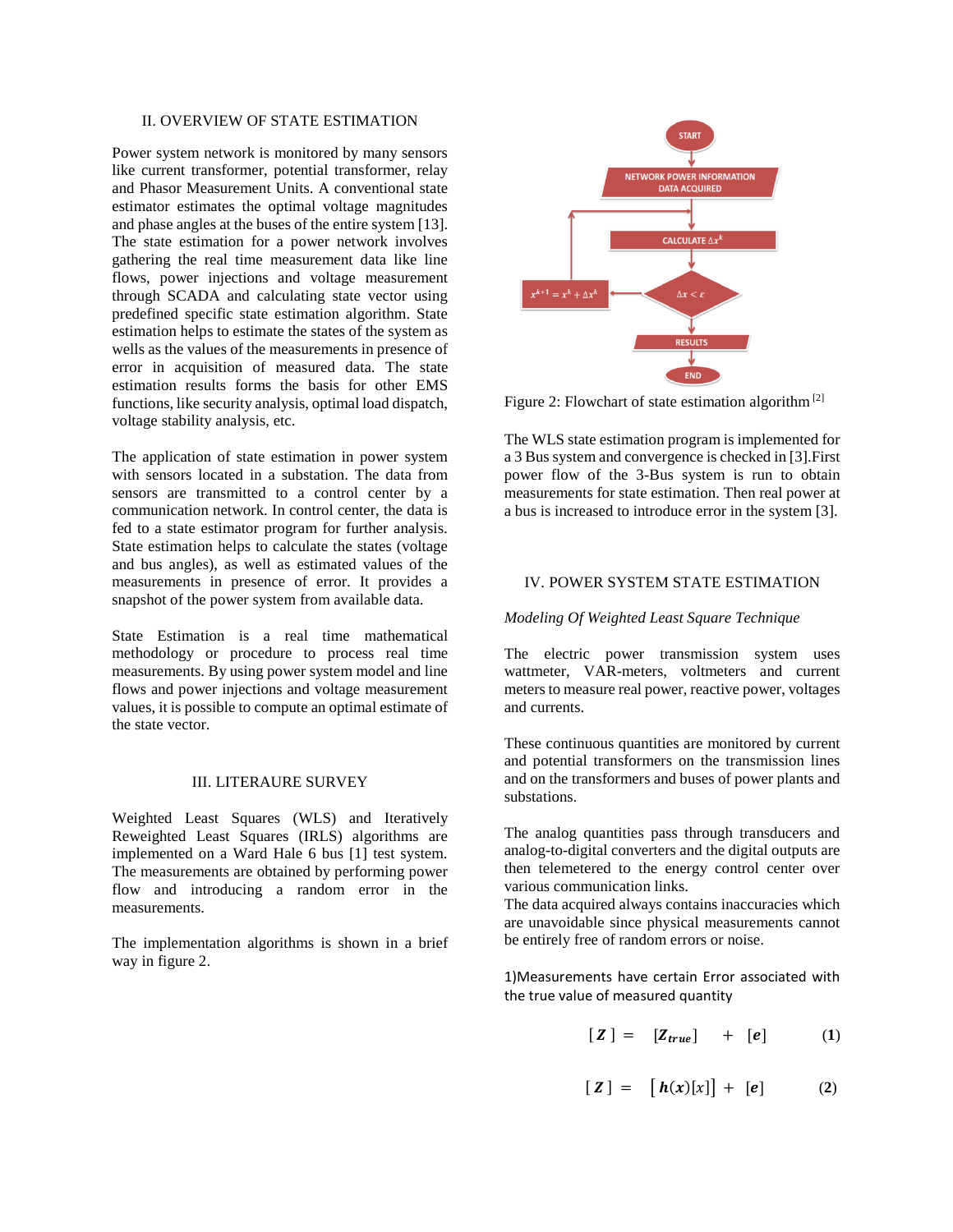## II. OVERVIEW OF STATE ESTIMATION

Power system network is monitored by many sensors like current transformer, potential transformer, relay and Phasor Measurement Units. A conventional state estimator estimates the optimal voltage magnitudes and phase angles at the buses of the entire system [13]. The state estimation for a power network involves gathering the real time measurement data like line flows, power injections and voltage measurement through SCADA and calculating state vector using predefined specific state estimation algorithm. State estimation helps to estimate the states of the system as wells as the values of the measurements in presence of error in acquisition of measured data. The state estimation results forms the basis for other EMS functions, like security analysis, optimal load dispatch, voltage stability analysis, etc.

The application of state estimation in power system with sensors located in a substation. The data from sensors are transmitted to a control center by a communication network. In control center, the data is fed to a state estimator program for further analysis. State estimation helps to calculate the states (voltage and bus angles), as well as estimated values of the measurements in presence of error. It provides a snapshot of the power system from available data.

State Estimation is a real time mathematical methodology or procedure to process real time measurements. By using power system model and line flows and power injections and voltage measurement values, it is possible to compute an optimal estimate of the state vector.

## III. LITERAURE SURVEY

Weighted Least Squares (WLS) and Iteratively Reweighted Least Squares (IRLS) algorithms are implemented on a Ward Hale 6 bus [1] test system. The measurements are obtained by performing power flow and introducing a random error in the measurements.

The implementation algorithms is shown in a brief way in figure 2.

Figure 2: Flowchart of state estimation algorithm [2]

The WLS state estimation program is implemented for a 3 Bus system and convergence is checked in [3].First power flow of the 3-Bus system is run to obtain measurements for state estimation. Then real power at a bus is increased to introduce error in the system [3].

## IV. POWER SYSTEM STATE ESTIMATION

*Modeling Of Weighted Least Square Technique*

The electric power transmission system uses wattmeter, VAR-meters, voltmeters and current meters to measure real power, reactive power, voltages and currents.

These continuous quantities are monitored by current and potential transformers on the transmission lines and on the transformers and buses of power plants and substations.

The analog quantities pass through transducers and analog-to-digital converters and the digital outputs are then telemetered to the energy control center over various communication links.

The data acquired always contains inaccuracies which are unavoidable since physical measurements cannot be entirely free of random errors or noise.

1)Measurements have certain Error associated with the true value of measured quantity

$$[\boldsymbol{Z}] = [\boldsymbol{Z_{true}}] + [\boldsymbol{e}] \qquad (1)$$

$$[\boldsymbol{Z}] = [\boldsymbol{h}(\boldsymbol{x})[x]] + [\boldsymbol{e}] \qquad (2)$$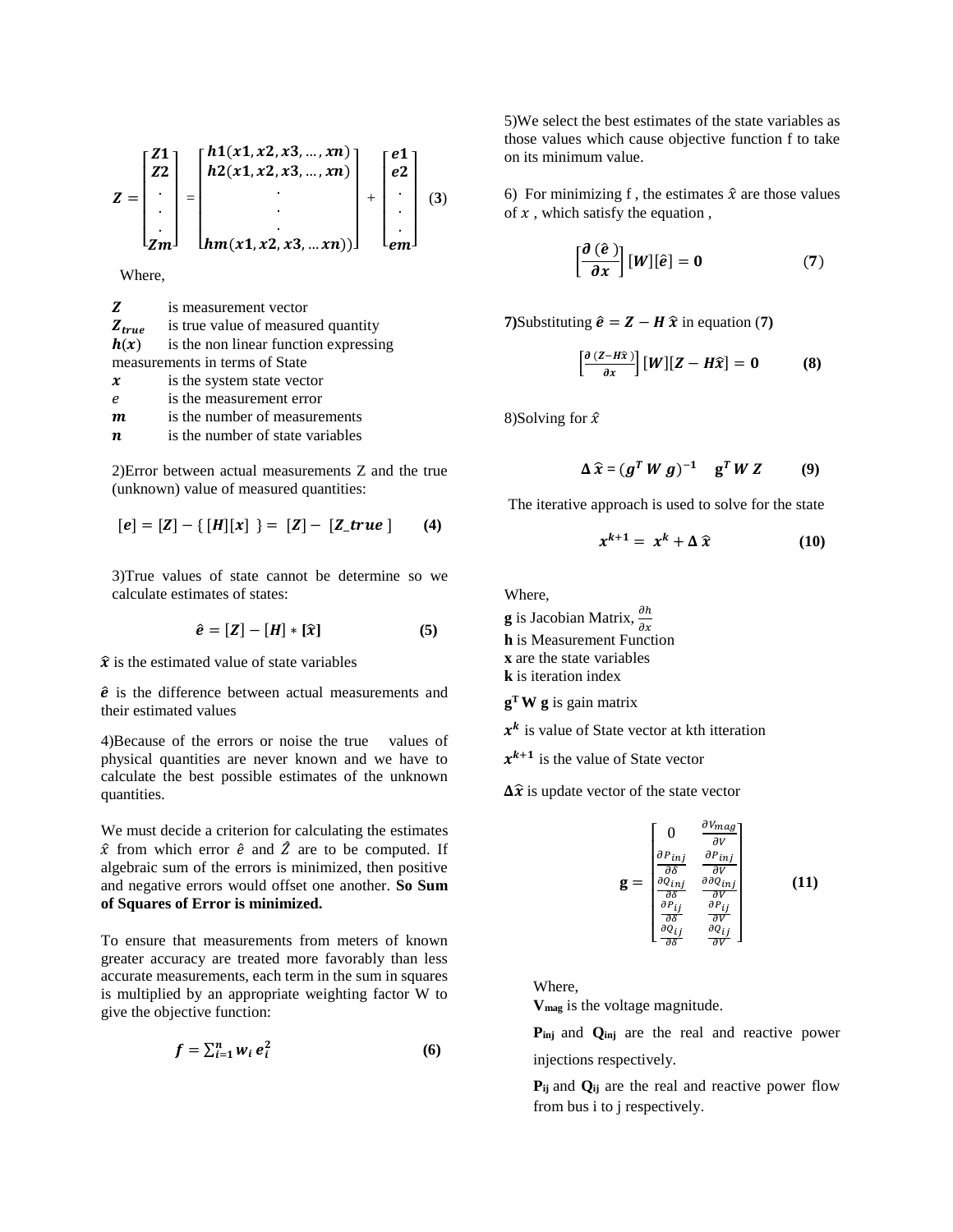$$Z = \begin{bmatrix} Z1 \\ Z2 \\ . \\ . \\ . \\ Zm \end{bmatrix} = \begin{bmatrix} h1(x1, x2, x3, \dots, xn) \\ h2(x1, x2, x3, \dots, xn) \\ . \\ . \\ . \\ hm(x1, x2, x3, \dots xn)) \end{bmatrix} + \begin{bmatrix} e1 \\ e2 \\ . \\ . \\ . \\ em \end{bmatrix} \quad (3)$$

Where,

$Z$ is measurement vector
$Z_{true}$ is true value of measured quantity
$h(x)$ is the non linear function expressing measurements in terms of State
$x$ is the system state vector
$e$ is the measurement error
$m$ is the number of measurements
$n$ is the number of state variables

2)Error between actual measurements Z and the true (unknown) value of measured quantities:

$$[e] = [Z] - \{ [H][x] \} = [Z] - [Z\_true] \quad (4)$$

3)True values of state cannot be determine so we calculate estimates of states:

$$\hat{e} = [Z] - [H] * [\hat{x}] \quad (5)$$

$\hat{x}$ is the estimated value of state variables

$\hat{e}$ is the difference between actual measurements and their estimated values

4)Because of the errors or noise the true values of physical quantities are never known and we have to calculate the best possible estimates of the unknown quantities.

We must decide a criterion for calculating the estimates $\hat{x}$ from which error $\hat{e}$ and $\hat{Z}$ are to be computed. If algebraic sum of the errors is minimized, then positive and negative errors would offset one another. **So Sum of Squares of Error is minimized.**

To ensure that measurements from meters of known greater accuracy are treated more favorably than less accurate measurements, each term in the sum in squares is multiplied by an appropriate weighting factor W to give the objective function:

$$f = \sum_{i=1}^{n} w_i \, e_i^2 \quad (6)$$

5)We select the best estimates of the state variables as those values which cause objective function f to take on its minimum value.

6) For minimizing f , the estimates $\hat{x}$ are those values of $x$ , which satisfy the equation ,

$$\left[\frac{\partial (\hat{e})}{\partial x}\right][W][\hat{e}] = 0 \quad (7)$$

**7)**Substituting $\hat{e} = Z - H\,\hat{x}$ in equation (**7)**

$$\left[\frac{\partial (Z - H\hat{x})}{\partial x}\right][W][Z - H\hat{x}] = 0 \quad (8)$$

8)Solving for $\hat{x}$

$$\Delta\,\hat{x} = (g^T\,W\,g)^{-1} \quad g^T\,W\,Z \quad (9)$$

The iterative approach is used to solve for the state

$$x^{k+1} = x^k + \Delta\,\hat{x} \quad (10)$$

Where,

**g** is Jacobian Matrix, $\frac{\partial h}{\partial x}$
**h** is Measurement Function
**x** are the state variables
**k** is iteration index

$g^T W g$ is gain matrix

$x^k$ is value of State vector at kth itteration

$x^{k+1}$ is the value of State vector

$\Delta\hat{x}$ is update vector of the state vector

$$g = \begin{bmatrix} 0 & \frac{\partial V_{mag}}{\partial V} \\ \frac{\partial P_{inj}}{\partial \delta} & \frac{\partial P_{inj}}{\partial V} \\ \frac{\partial Q_{inj}}{\partial \delta} & \frac{\partial \partial Q_{inj}}{\partial V} \\ \frac{\partial P_{ij}}{\partial \delta} & \frac{\partial P_{ij}}{\partial V} \\ \frac{\partial Q_{ij}}{\partial \delta} & \frac{\partial Q_{ij}}{\partial V} \end{bmatrix} \quad (11)$$

Where,

$V_{mag}$ is the voltage magnitude.

$P_{inj}$ and $Q_{inj}$ are the real and reactive power injections respectively.

$P_{ij}$ and $Q_{ij}$ are the real and reactive power flow from bus i to j respectively.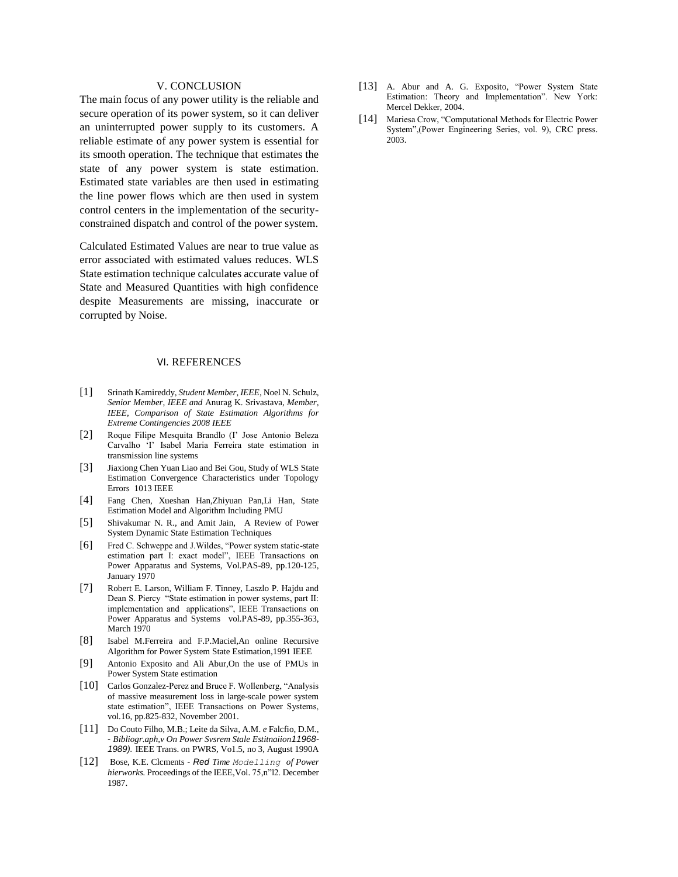## V. CONCLUSION

The main focus of any power utility is the reliable and secure operation of its power system, so it can deliver an uninterrupted power supply to its customers. A reliable estimate of any power system is essential for its smooth operation. The technique that estimates the state of any power system is state estimation. Estimated state variables are then used in estimating the line power flows which are then used in system control centers in the implementation of the security-constrained dispatch and control of the power system.

Calculated Estimated Values are near to true value as error associated with estimated values reduces. WLS State estimation technique calculates accurate value of State and Measured Quantities with high confidence despite Measurements are missing, inaccurate or corrupted by Noise.

## VI. REFERENCES

[1] Srinath Kamireddy, *Student Member, IEEE*, Noel N. Schulz, *Senior Member, IEEE and* Anurag K. Srivastava, *Member, IEEE, Comparison of State Estimation Algorithms for Extreme Contingencies 2008 IEEE*

[2] Roque Filipe Mesquita Brandlo (I' Jose Antonio Beleza Carvalho 'I' Isabel Maria Ferreira state estimation in transmission line systems

[3] Jiaxiong Chen Yuan Liao and Bei Gou, Study of WLS State Estimation Convergence Characteristics under Topology Errors 1013 IEEE

[4] Fang Chen, Xueshan Han,Zhiyuan Pan,Li Han, State Estimation Model and Algorithm Including PMU

[5] Shivakumar N. R., and Amit Jain, A Review of Power System Dynamic State Estimation Techniques

[6] Fred C. Schweppe and J.Wildes, "Power system static-state estimation part I: exact model", IEEE Transactions on Power Apparatus and Systems, Vol.PAS-89, pp.120-125, January 1970

[7] Robert E. Larson, William F. Tinney, Laszlo P. Hajdu and Dean S. Piercy "State estimation in power systems, part II: implementation and applications", IEEE Transactions on Power Apparatus and Systems vol.PAS-89, pp.355-363, March 1970

[8] Isabel M.Ferreira and F.P.Maciel,An online Recursive Algorithm for Power System State Estimation,1991 IEEE

[9] Antonio Exposito and Ali Abur,On the use of PMUs in Power System State estimation

[10] Carlos Gonzalez-Perez and Bruce F. Wollenberg, "Analysis of massive measurement loss in large-scale power system state estimation", IEEE Transactions on Power Systems, vol.16, pp.825-832, November 2001.

[11] Do Couto Filho, M.B.; Leite da Silva, A.M. *e* Falcfio, D.M., - *Bibliogr.aph,v On Power Svsrem Stale Estitnaiion11968-1989).* IEEE Trans. on PWRS, Vo1.5, no 3, August 1990A

[12] Bose, K.E. Clcments - *Red Time Modelling of Power hierworks.* Proceedings of the IEEE,Vol. 75,n"l2. December 1987.

[13] A. Abur and A. G. Exposito, "Power System State Estimation: Theory and Implementation". New York: Mercel Dekker, 2004.

[14] Mariesa Crow, "Computational Methods for Electric Power System",(Power Engineering Series, vol. 9), CRC press. 2003.